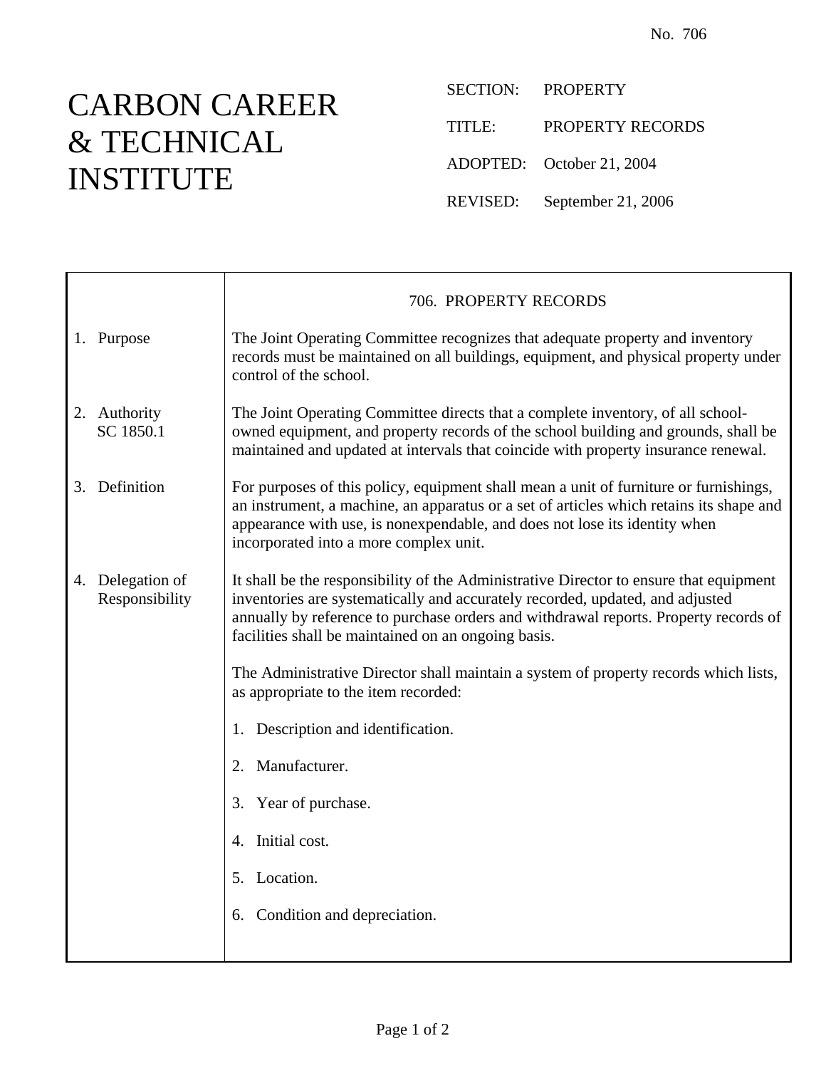No. 706

# CARBON CAREER & TECHNICAL INSTITUTE

SECTION: PROPERTY

TITLE: PROPERTY RECORDS

ADOPTED: October 21, 2004

REVISED: September 21, 2006

## 706. PROPERTY RECORDS

**1. Purpose**

The Joint Operating Committee recognizes that adequate property and inventory records must be maintained on all buildings, equipment, and physical property under control of the school.

**2. Authority**
SC 1850.1

The Joint Operating Committee directs that a complete inventory, of all school-owned equipment, and property records of the school building and grounds, shall be maintained and updated at intervals that coincide with property insurance renewal.

**3. Definition**

For purposes of this policy, equipment shall mean a unit of furniture or furnishings, an instrument, a machine, an apparatus or a set of articles which retains its shape and appearance with use, is nonexpendable, and does not lose its identity when incorporated into a more complex unit.

**4. Delegation of Responsibility**

It shall be the responsibility of the Administrative Director to ensure that equipment inventories are systematically and accurately recorded, updated, and adjusted annually by reference to purchase orders and withdrawal reports. Property records of facilities shall be maintained on an ongoing basis.

The Administrative Director shall maintain a system of property records which lists, as appropriate to the item recorded:

1. Description and identification.
2. Manufacturer.
3. Year of purchase.
4. Initial cost.
5. Location.
6. Condition and depreciation.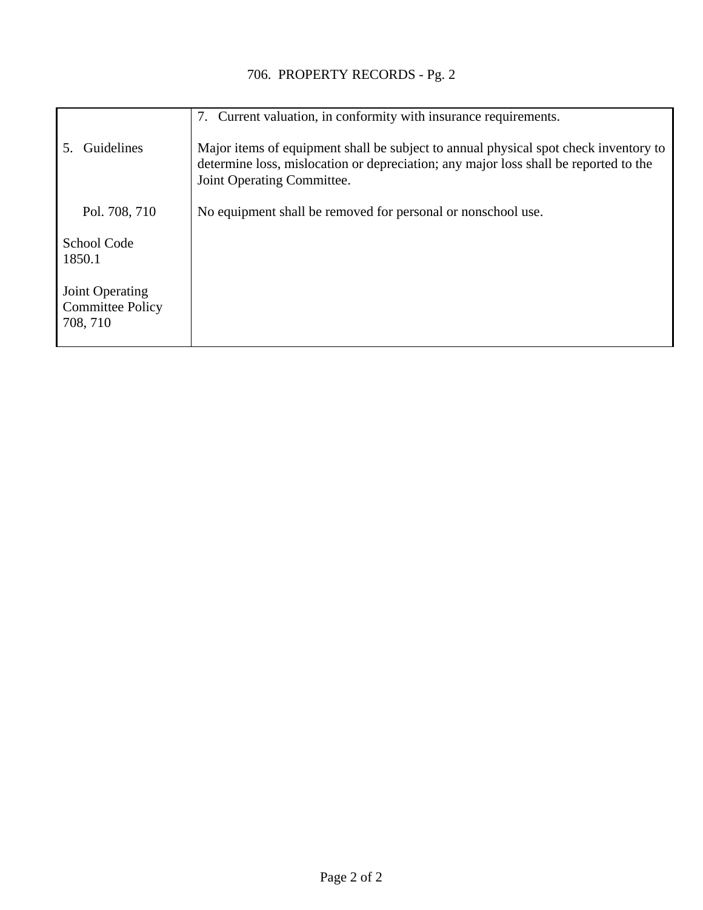# 706. PROPERTY RECORDS - Pg. 2

| | |
|---|---|
| | 7. Current valuation, in conformity with insurance requirements. |
| 5. Guidelines | Major items of equipment shall be subject to annual physical spot check inventory to determine loss, mislocation or depreciation; any major loss shall be reported to the Joint Operating Committee. |
| Pol. 708, 710 | No equipment shall be removed for personal or nonschool use. |
| School Code 1850.1 | |
| Joint Operating Committee Policy 708, 710 | |